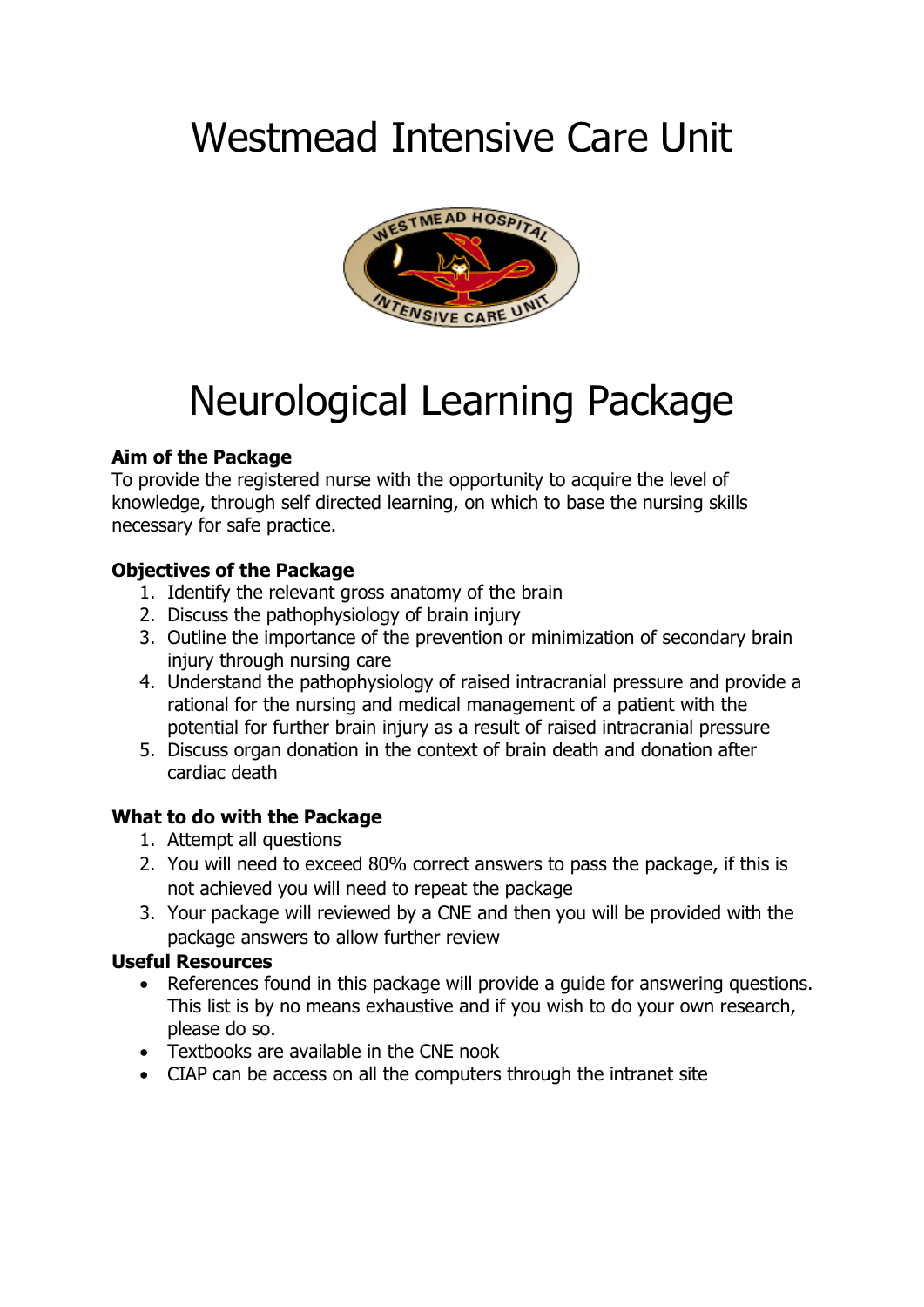# Westmead Intensive Care Unit

# Neurological Learning Package

**Aim of the Package**

To provide the registered nurse with the opportunity to acquire the level of knowledge, through self directed learning, on which to base the nursing skills necessary for safe practice.

**Objectives of the Package**

1. Identify the relevant gross anatomy of the brain
2. Discuss the pathophysiology of brain injury
3. Outline the importance of the prevention or minimization of secondary brain injury through nursing care
4. Understand the pathophysiology of raised intracranial pressure and provide a rational for the nursing and medical management of a patient with the potential for further brain injury as a result of raised intracranial pressure
5. Discuss organ donation in the context of brain death and donation after cardiac death

**What to do with the Package**

1. Attempt all questions
2. You will need to exceed 80% correct answers to pass the package, if this is not achieved you will need to repeat the package
3. Your package will reviewed by a CNE and then you will be provided with the package answers to allow further review

**Useful Resources**

- References found in this package will provide a guide for answering questions. This list is by no means exhaustive and if you wish to do your own research, please do so.
- Textbooks are available in the CNE nook
- CIAP can be access on all the computers through the intranet site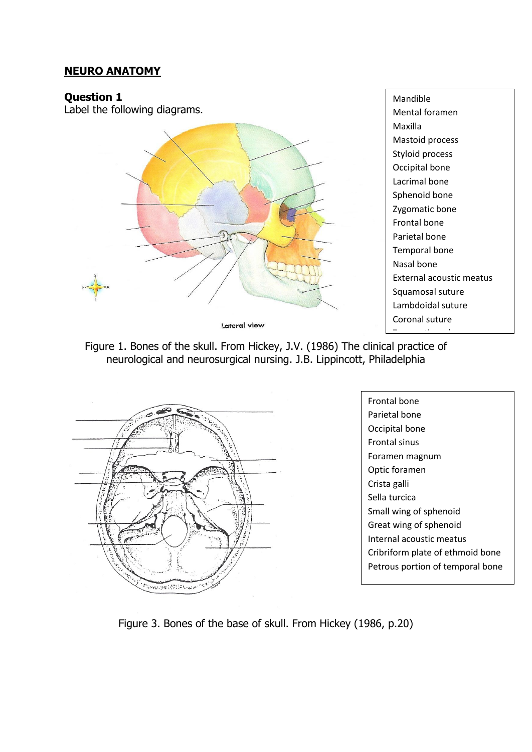## NEURO ANATOMY

### Question 1

Label the following diagrams.

Lateral view

- Mandible
- Mental foramen
- Maxilla
- Mastoid process
- Styloid process
- Occipital bone
- Lacrimal bone
- Sphenoid bone
- Zygomatic bone
- Frontal bone
- Parietal bone
- Temporal bone
- Nasal bone
- External acoustic meatus
- Squamosal suture
- Lambdoidal suture
- Coronal suture

Figure 1. Bones of the skull. From Hickey, J.V. (1986) The clinical practice of neurological and neurosurgical nursing. J.B. Lippincott, Philadelphia

- Frontal bone
- Parietal bone
- Occipital bone
- Frontal sinus
- Foramen magnum
- Optic foramen
- Crista galli
- Sella turcica
- Small wing of sphenoid
- Great wing of sphenoid
- Internal acoustic meatus
- Cribriform plate of ethmoid bone
- Petrous portion of temporal bone

Figure 3. Bones of the base of skull. From Hickey (1986, p.20)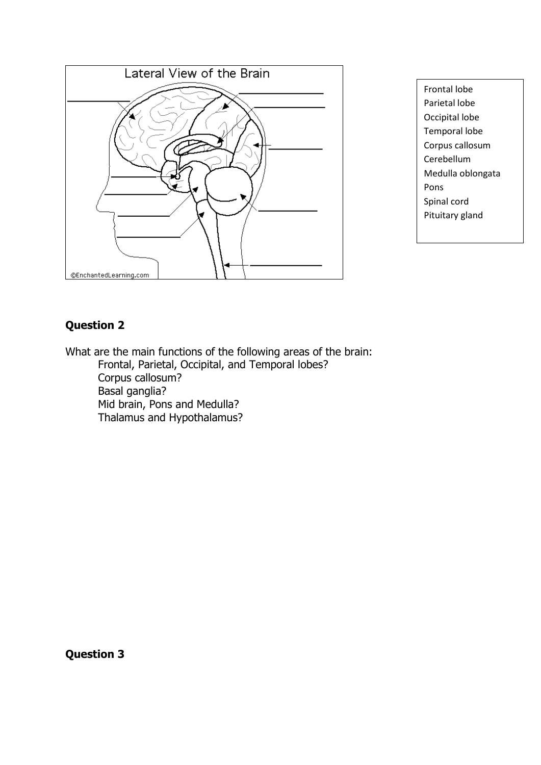Lateral View of the Brain

©EnchantedLearning.com

Frontal lobe
Parietal lobe
Occipital lobe
Temporal lobe
Corpus callosum
Cerebellum
Medulla oblongata
Pons
Spinal cord
Pituitary gland

## Question 2

What are the main functions of the following areas of the brain:

- Frontal, Parietal, Occipital, and Temporal lobes?
- Corpus callosum?
- Basal ganglia?
- Mid brain, Pons and Medulla?
- Thalamus and Hypothalamus?

## Question 3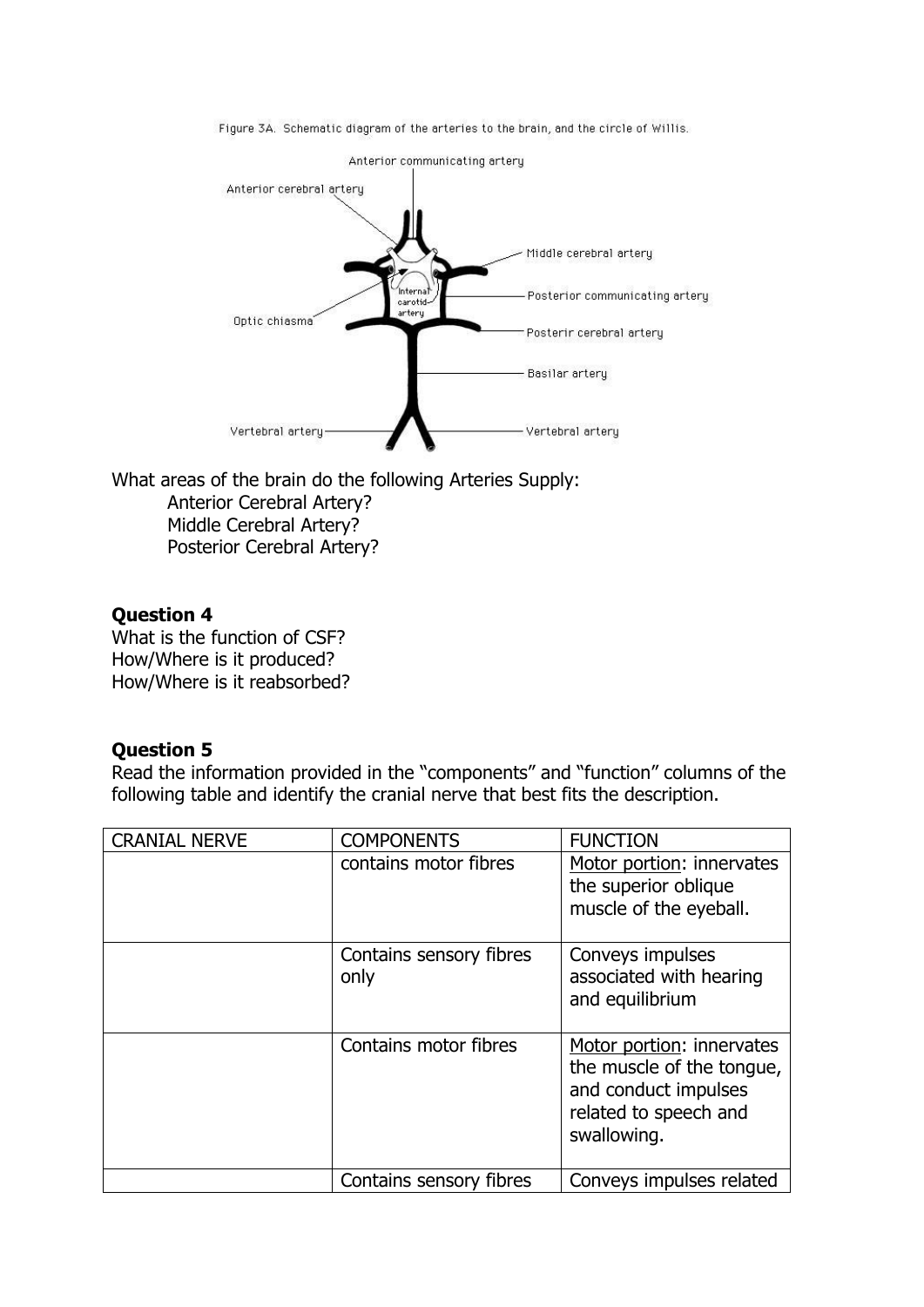Figure 3A. Schematic diagram of the arteries to the brain, and the circle of Willis.

Anterior communicating artery

Anterior cerebral artery

Middle cerebral artery

Internal carotid artery

Posterior communicating artery

Optic chiasma

Posterir cerebral artery

Basilar artery

Vertebral artery

Vertebral artery

What areas of the brain do the following Arteries Supply:

- Anterior Cerebral Artery?
- Middle Cerebral Artery?
- Posterior Cerebral Artery?

**Question 4**

What is the function of CSF?
How/Where is it produced?
How/Where is it reabsorbed?

**Question 5**

Read the information provided in the "components" and "function" columns of the following table and identify the cranial nerve that best fits the description.

| CRANIAL NERVE | COMPONENTS | FUNCTION |
|---|---|---|
| | contains motor fibres | Motor portion: innervates the superior oblique muscle of the eyeball. |
| | Contains sensory fibres only | Conveys impulses associated with hearing and equilibrium |
| | Contains motor fibres | Motor portion: innervates the muscle of the tongue, and conduct impulses related to speech and swallowing. |
| | Contains sensory fibres | Conveys impulses related |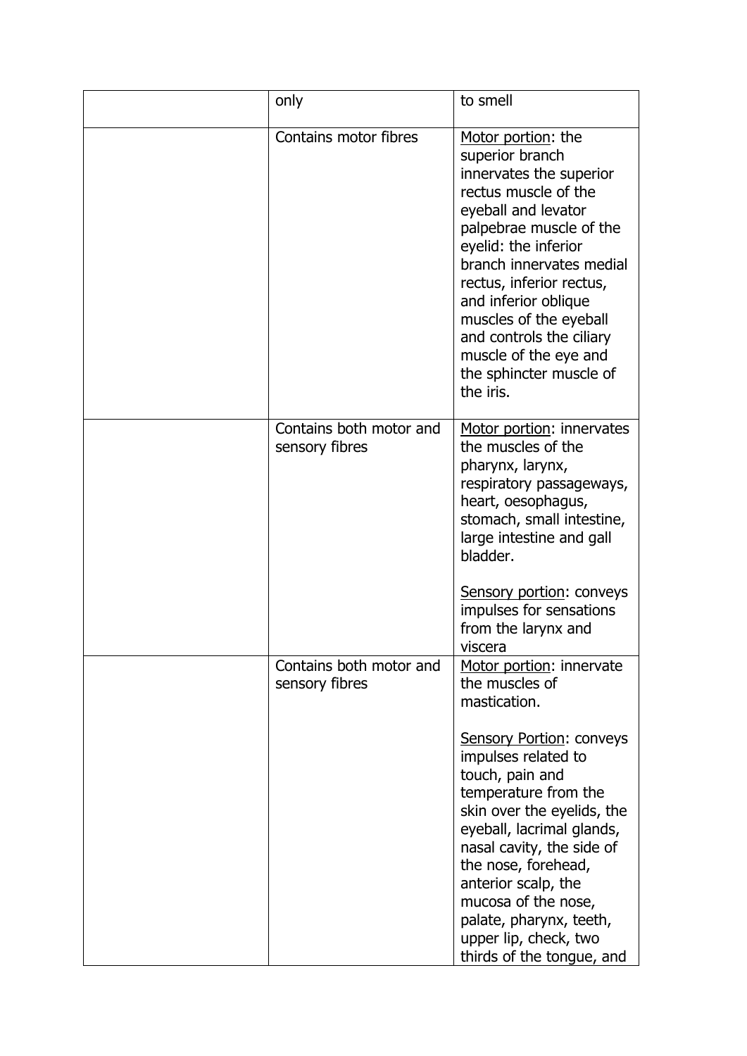| | | |
|---|---|---|
| | only | to smell |
| | Contains motor fibres | Motor portion: the superior branch innervates the superior rectus muscle of the eyeball and levator palpebrae muscle of the eyelid: the inferior branch innervates medial rectus, inferior rectus, and inferior oblique muscles of the eyeball and controls the ciliary muscle of the eye and the sphincter muscle of the iris. |
| | Contains both motor and sensory fibres | Motor portion: innervates the muscles of the pharynx, larynx, respiratory passageways, heart, oesophagus, stomach, small intestine, large intestine and gall bladder.<br><br>Sensory portion: conveys impulses for sensations from the larynx and viscera |
| | Contains both motor and sensory fibres | Motor portion: innervate the muscles of mastication.<br><br>Sensory Portion: conveys impulses related to touch, pain and temperature from the skin over the eyelids, the eyeball, lacrimal glands, nasal cavity, the side of the nose, forehead, anterior scalp, the mucosa of the nose, palate, pharynx, teeth, upper lip, check, two thirds of the tongue, and |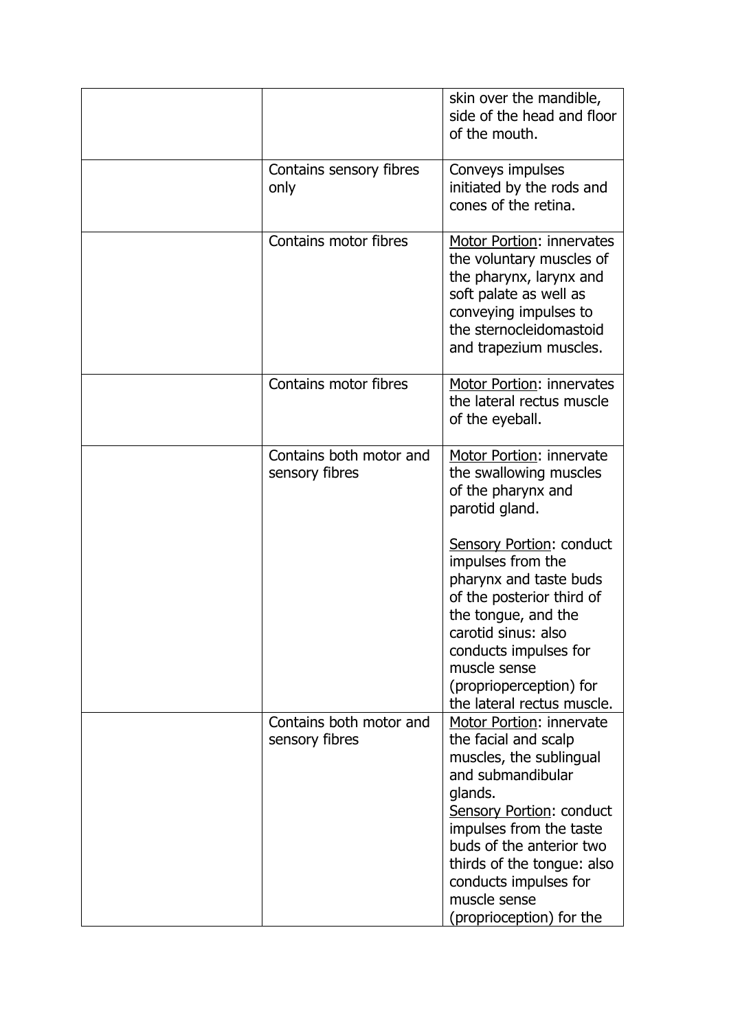| | | |
|---|---|---|
| | | skin over the mandible, side of the head and floor of the mouth. |
| | Contains sensory fibres only | Conveys impulses initiated by the rods and cones of the retina. |
| | Contains motor fibres | Motor Portion: innervates the voluntary muscles of the pharynx, larynx and soft palate as well as conveying impulses to the sternocleidomastoid and trapezium muscles. |
| | Contains motor fibres | Motor Portion: innervates the lateral rectus muscle of the eyeball. |
| | Contains both motor and sensory fibres | Motor Portion: innervate the swallowing muscles of the pharynx and parotid gland.<br><br>Sensory Portion: conduct impulses from the pharynx and taste buds of the posterior third of the tongue, and the carotid sinus: also conducts impulses for muscle sense (proprioperception) for the lateral rectus muscle. |
| | Contains both motor and sensory fibres | Motor Portion: innervate the facial and scalp muscles, the sublingual and submandibular glands.<br>Sensory Portion: conduct impulses from the taste buds of the anterior two thirds of the tongue: also conducts impulses for muscle sense (proprioception) for the |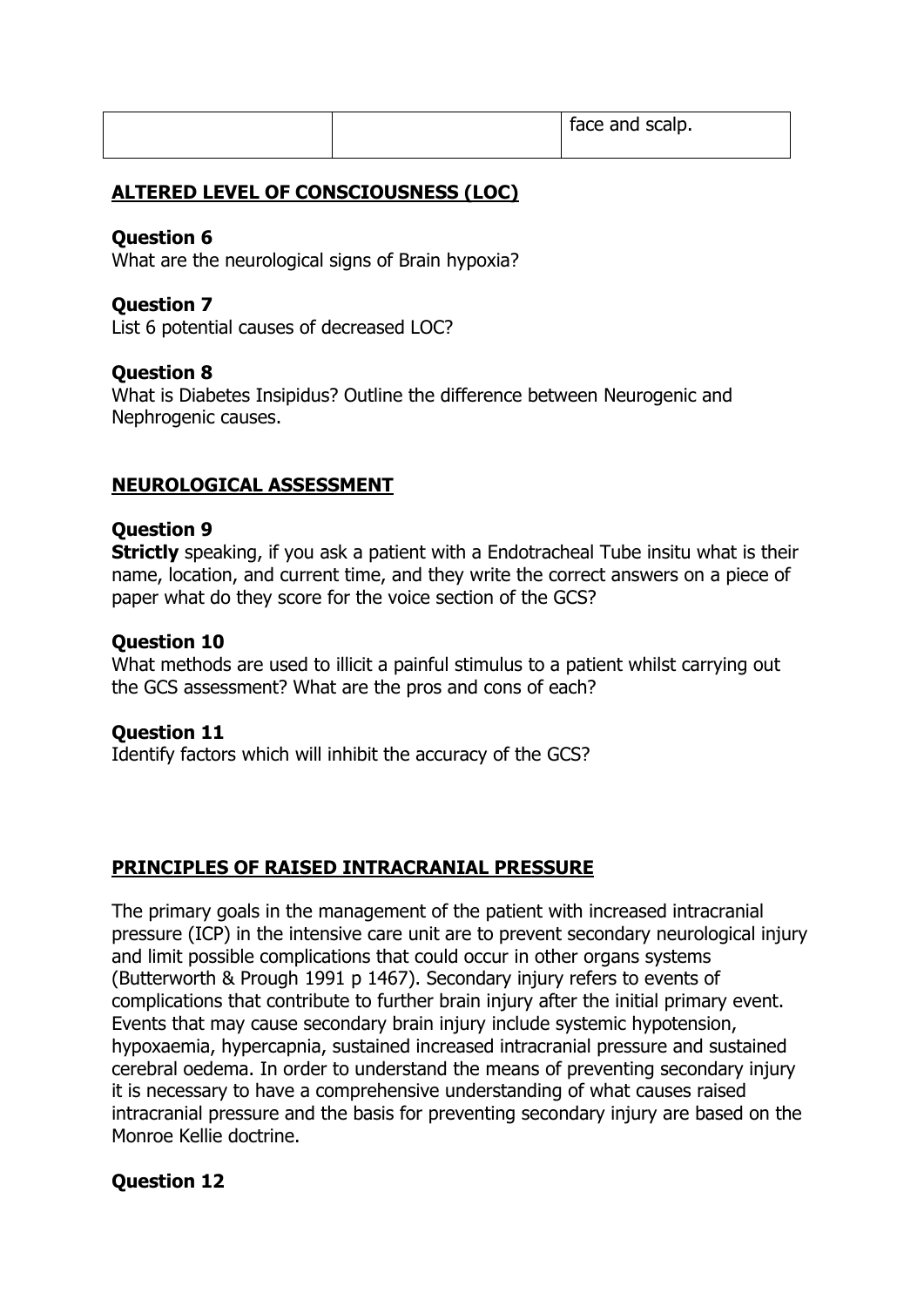| | | face and scalp. |
|---|---|---|

## ALTERED LEVEL OF CONSCIOUSNESS (LOC)

**Question 6**
What are the neurological signs of Brain hypoxia?

**Question 7**
List 6 potential causes of decreased LOC?

**Question 8**
What is Diabetes Insipidus? Outline the difference between Neurogenic and Nephrogenic causes.

## NEUROLOGICAL ASSESSMENT

**Question 9**
**Strictly** speaking, if you ask a patient with a Endotracheal Tube insitu what is their name, location, and current time, and they write the correct answers on a piece of paper what do they score for the voice section of the GCS?

**Question 10**
What methods are used to illicit a painful stimulus to a patient whilst carrying out the GCS assessment? What are the pros and cons of each?

**Question 11**
Identify factors which will inhibit the accuracy of the GCS?

## PRINCIPLES OF RAISED INTRACRANIAL PRESSURE

The primary goals in the management of the patient with increased intracranial pressure (ICP) in the intensive care unit are to prevent secondary neurological injury and limit possible complications that could occur in other organs systems (Butterworth & Prough 1991 p 1467). Secondary injury refers to events of complications that contribute to further brain injury after the initial primary event. Events that may cause secondary brain injury include systemic hypotension, hypoxaemia, hypercapnia, sustained increased intracranial pressure and sustained cerebral oedema. In order to understand the means of preventing secondary injury it is necessary to have a comprehensive understanding of what causes raised intracranial pressure and the basis for preventing secondary injury are based on the Monroe Kellie doctrine.

**Question 12**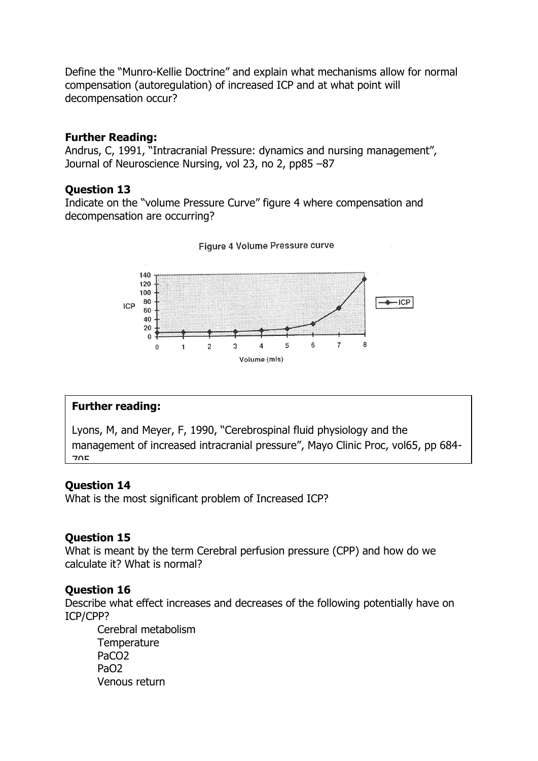Define the "Munro-Kellie Doctrine" and explain what mechanisms allow for normal compensation (autoregulation) of increased ICP and at what point will decompensation occur?

**Further Reading:**
Andrus, C, 1991, "Intracranial Pressure: dynamics and nursing management", Journal of Neuroscience Nursing, vol 23, no 2, pp85 –87

**Question 13**
Indicate on the "volume Pressure Curve" figure 4 where compensation and decompensation are occurring?

Figure 4 Volume Pressure curve

**Further reading:**

Lyons, M, and Meyer, F, 1990, "Cerebrospinal fluid physiology and the management of increased intracranial pressure", Mayo Clinic Proc, vol65, pp 684-705

**Question 14**
What is the most significant problem of Increased ICP?

**Question 15**
What is meant by the term Cerebral perfusion pressure (CPP) and how do we calculate it? What is normal?

**Question 16**
Describe what effect increases and decreases of the following potentially have on ICP/CPP?

- Cerebral metabolism
- Temperature
- $PaCO_2$
- $PaO_2$
- Venous return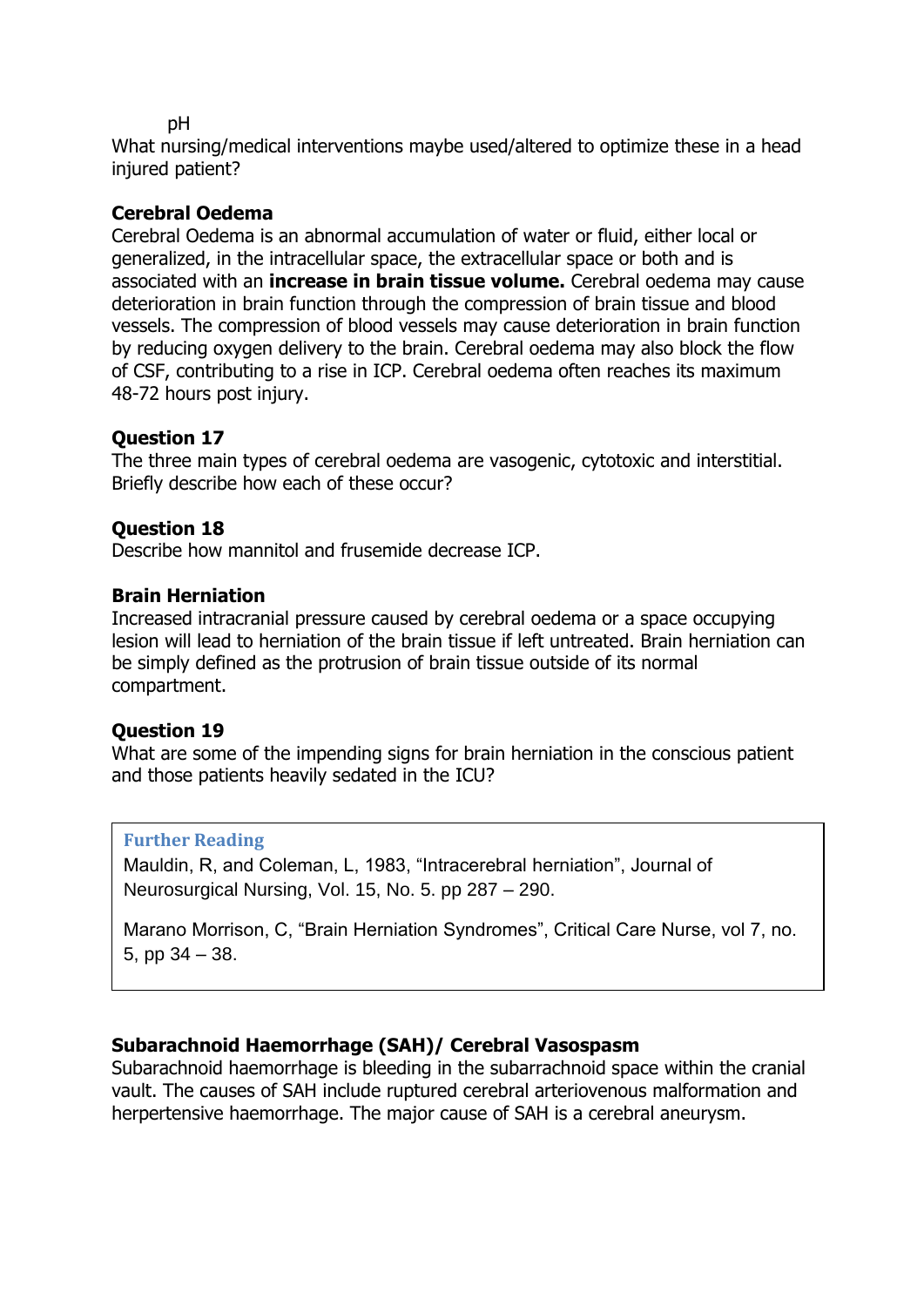pH

What nursing/medical interventions maybe used/altered to optimize these in a head injured patient?

### Cerebral Oedema

Cerebral Oedema is an abnormal accumulation of water or fluid, either local or generalized, in the intracellular space, the extracellular space or both and is associated with an **increase in brain tissue volume.** Cerebral oedema may cause deterioration in brain function through the compression of brain tissue and blood vessels. The compression of blood vessels may cause deterioration in brain function by reducing oxygen delivery to the brain. Cerebral oedema may also block the flow of CSF, contributing to a rise in ICP. Cerebral oedema often reaches its maximum 48-72 hours post injury.

### Question 17

The three main types of cerebral oedema are vasogenic, cytotoxic and interstitial. Briefly describe how each of these occur?

### Question 18

Describe how mannitol and frusemide decrease ICP.

### Brain Herniation

Increased intracranial pressure caused by cerebral oedema or a space occupying lesion will lead to herniation of the brain tissue if left untreated. Brain herniation can be simply defined as the protrusion of brain tissue outside of its normal compartment.

### Question 19

What are some of the impending signs for brain herniation in the conscious patient and those patients heavily sedated in the ICU?

> **Further Reading**
>
> Mauldin, R, and Coleman, L, 1983, "Intracerebral herniation", Journal of Neurosurgical Nursing, Vol. 15, No. 5. pp 287 – 290.
>
> Marano Morrison, C, "Brain Herniation Syndromes", Critical Care Nurse, vol 7, no. 5, pp 34 – 38.

### Subarachnoid Haemorrhage (SAH)/ Cerebral Vasospasm

Subarachnoid haemorrhage is bleeding in the subarachnoid space within the cranial vault. The causes of SAH include ruptured cerebral arteriovenous malformation and herpertensive haemorrhage. The major cause of SAH is a cerebral aneurysm.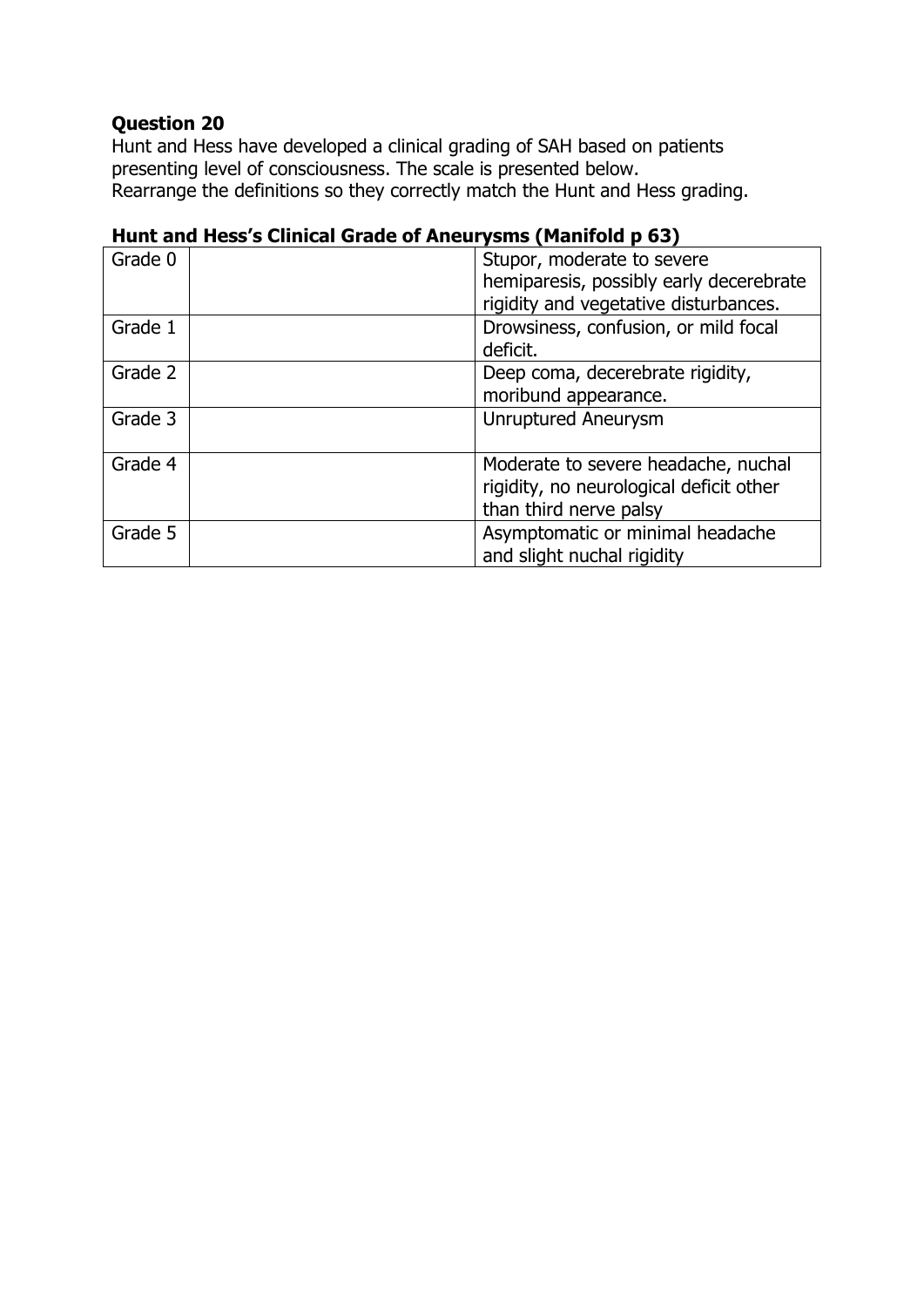**Question 20**

Hunt and Hess have developed a clinical grading of SAH based on patients presenting level of consciousness. The scale is presented below.
Rearrange the definitions so they correctly match the Hunt and Hess grading.

**Hunt and Hess's Clinical Grade of Aneurysms (Manifold p 63)**

| | | |
|---|---|---|
| Grade 0 | | Stupor, moderate to severe hemiparesis, possibly early decerebrate rigidity and vegetative disturbances. |
| Grade 1 | | Drowsiness, confusion, or mild focal deficit. |
| Grade 2 | | Deep coma, decerebrate rigidity, moribund appearance. |
| Grade 3 | | Unruptured Aneurysm |
| Grade 4 | | Moderate to severe headache, nuchal rigidity, no neurological deficit other than third nerve palsy |
| Grade 5 | | Asymptomatic or minimal headache and slight nuchal rigidity |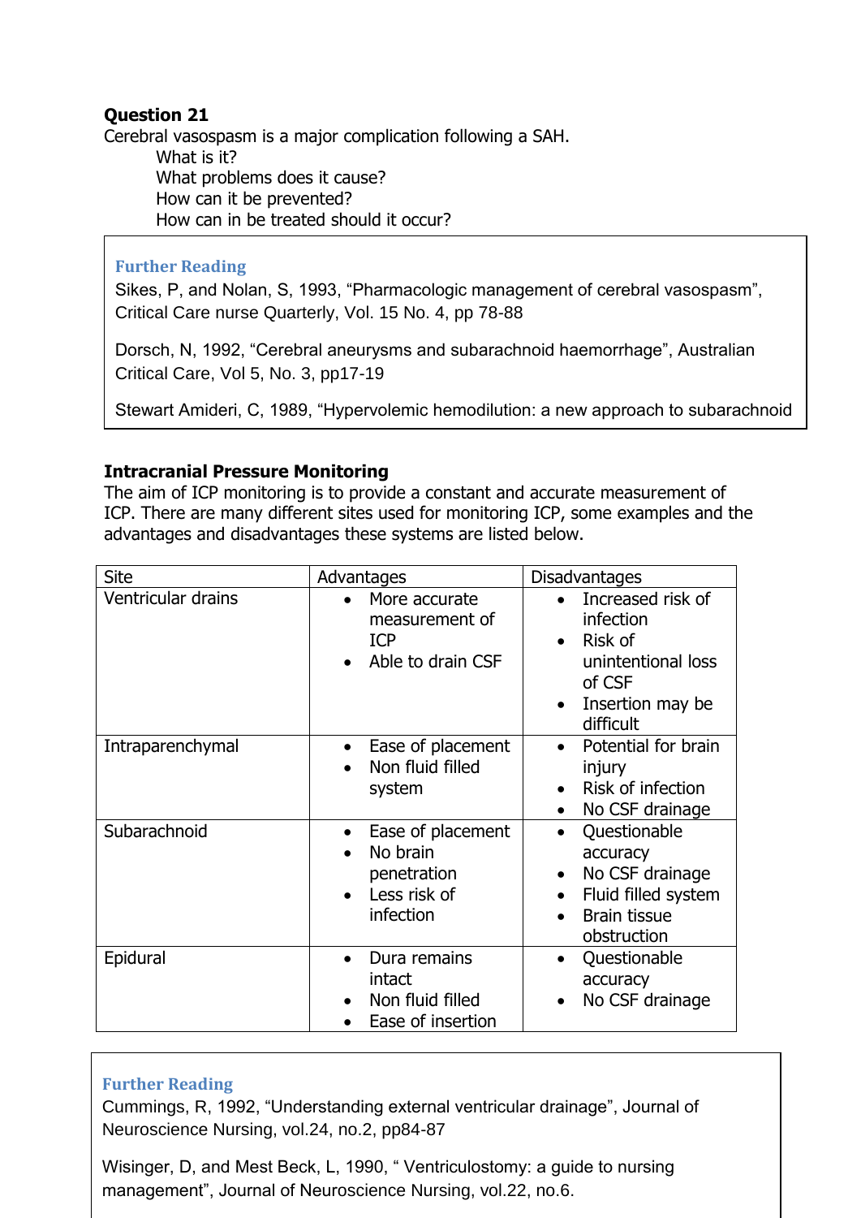**Question 21**

Cerebral vasospasm is a major complication following a SAH.

What is it?
What problems does it cause?
How can it be prevented?
How can in be treated should it occur?

> **Further Reading**
>
> Sikes, P, and Nolan, S, 1993, "Pharmacologic management of cerebral vasospasm", Critical Care nurse Quarterly, Vol. 15 No. 4, pp 78-88
>
> Dorsch, N, 1992, "Cerebral aneurysms and subarachnoid haemorrhage", Australian Critical Care, Vol 5, No. 3, pp17-19
>
> Stewart Amideri, C, 1989, "Hypervolemic hemodilution: a new approach to subarachnoid

**Intracranial Pressure Monitoring**

The aim of ICP monitoring is to provide a constant and accurate measurement of ICP. There are many different sites used for monitoring ICP, some examples and the advantages and disadvantages these systems are listed below.

| Site | Advantages | Disadvantages |
|---|---|---|
| Ventricular drains | • More accurate measurement of ICP<br>• Able to drain CSF | • Increased risk of infection<br>• Risk of unintentional loss of CSF<br>• Insertion may be difficult |
| Intraparenchymal | • Ease of placement<br>• Non fluid filled system | • Potential for brain injury<br>• Risk of infection<br>• No CSF drainage |
| Subarachnoid | • Ease of placement<br>• No brain penetration<br>• Less risk of infection | • Questionable accuracy<br>• No CSF drainage<br>• Fluid filled system<br>• Brain tissue obstruction |
| Epidural | • Dura remains intact<br>• Non fluid filled<br>• Ease of insertion | • Questionable accuracy<br>• No CSF drainage |

> **Further Reading**
>
> Cummings, R, 1992, "Understanding external ventricular drainage", Journal of Neuroscience Nursing, vol.24, no.2, pp84-87
>
> Wisinger, D, and Mest Beck, L, 1990, " Ventriculostomy: a guide to nursing management", Journal of Neuroscience Nursing, vol.22, no.6.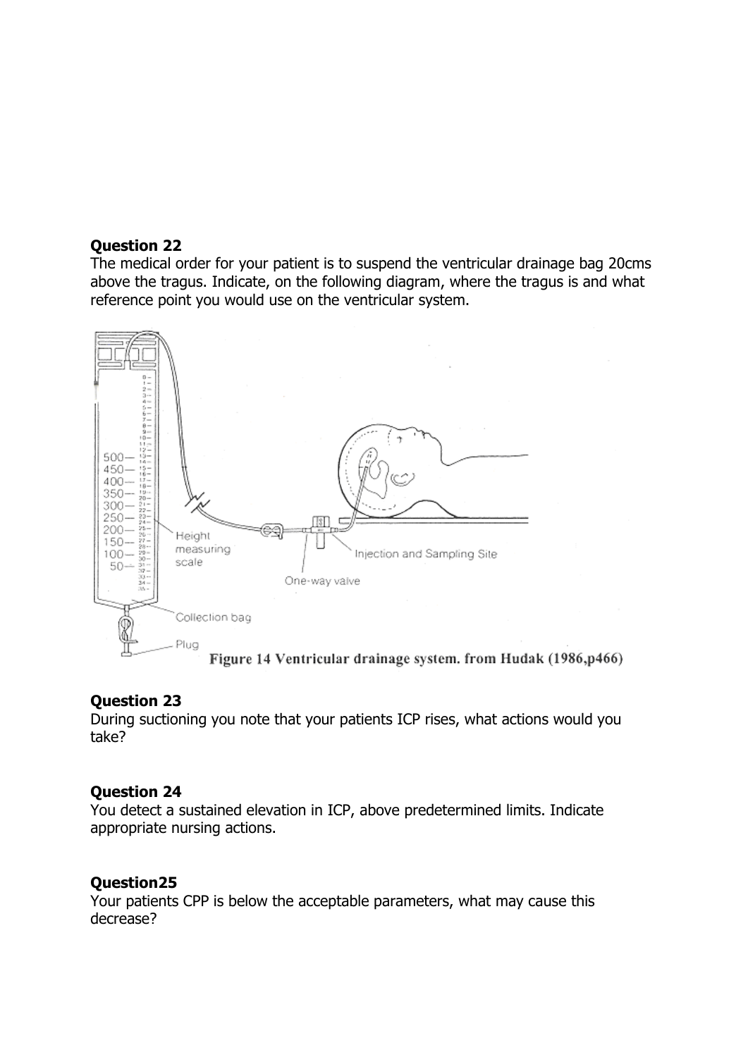**Question 22**
The medical order for your patient is to suspend the ventricular drainage bag 20cms above the tragus. Indicate, on the following diagram, where the tragus is and what reference point you would use on the ventricular system.

**Figure 14 Ventricular drainage system. from Hudak (1986,p466)**

**Question 23**
During suctioning you note that your patients ICP rises, what actions would you take?

**Question 24**
You detect a sustained elevation in ICP, above predetermined limits. Indicate appropriate nursing actions.

**Question25**
Your patients CPP is below the acceptable parameters, what may cause this decrease?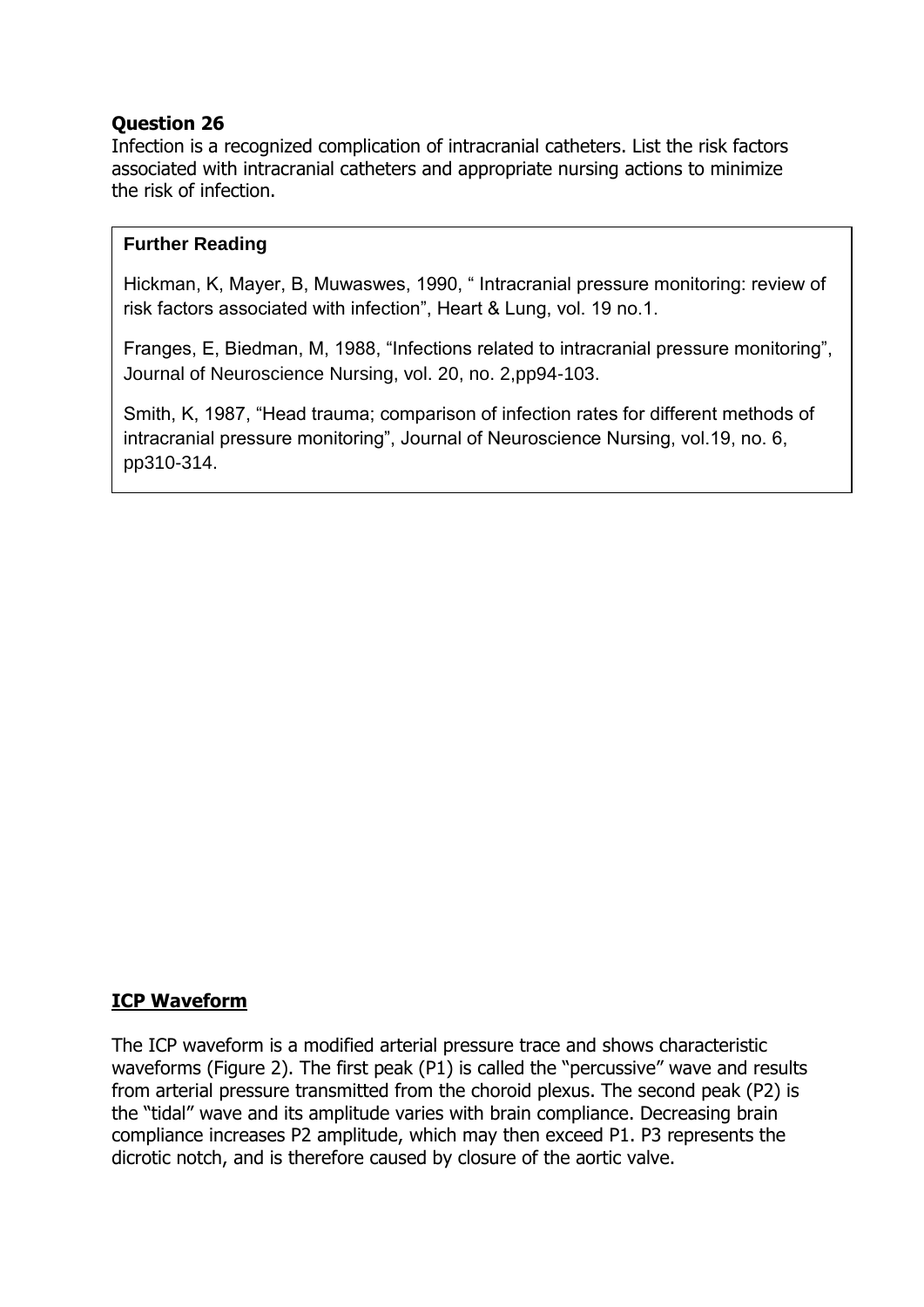**Question 26**

Infection is a recognized complication of intracranial catheters. List the risk factors associated with intracranial catheters and appropriate nursing actions to minimize the risk of infection.

**Further Reading**

Hickman, K, Mayer, B, Muwaswes, 1990, " Intracranial pressure monitoring: review of risk factors associated with infection", Heart & Lung, vol. 19 no.1.

Franges, E, Biedman, M, 1988, "Infections related to intracranial pressure monitoring", Journal of Neuroscience Nursing, vol. 20, no. 2,pp94-103.

Smith, K, 1987, "Head trauma; comparison of infection rates for different methods of intracranial pressure monitoring", Journal of Neuroscience Nursing, vol.19, no. 6, pp310-314.

## ICP Waveform

The ICP waveform is a modified arterial pressure trace and shows characteristic waveforms (Figure 2). The first peak (P1) is called the "percussive" wave and results from arterial pressure transmitted from the choroid plexus. The second peak (P2) is the "tidal" wave and its amplitude varies with brain compliance. Decreasing brain compliance increases P2 amplitude, which may then exceed P1. P3 represents the dicrotic notch, and is therefore caused by closure of the aortic valve.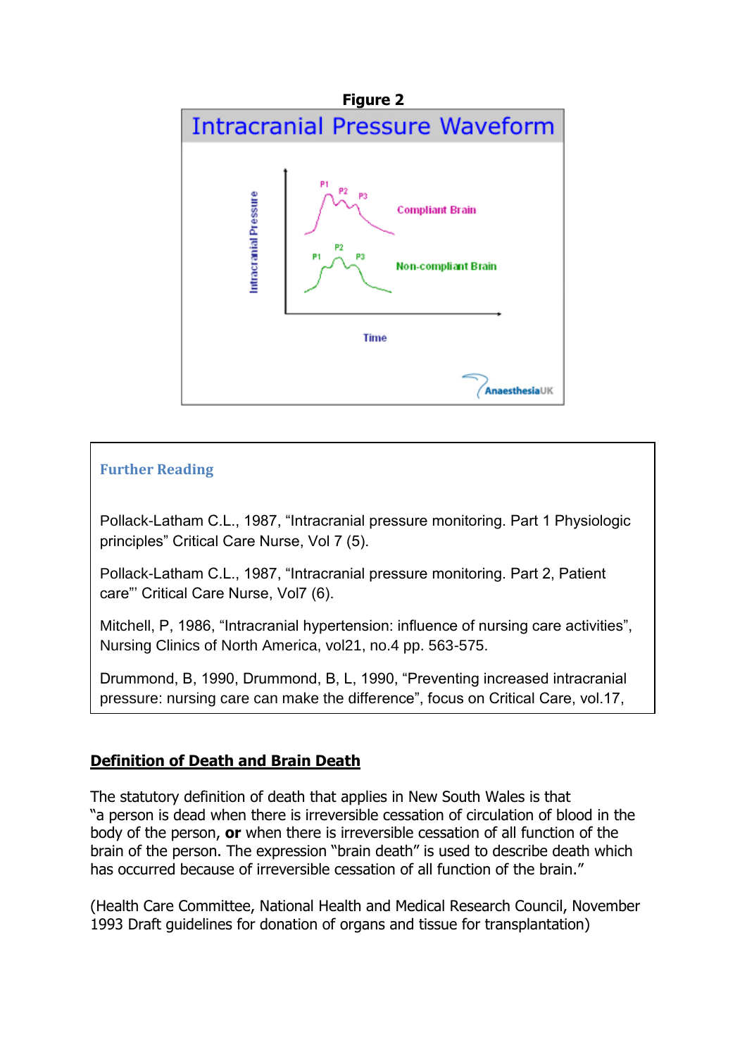**Figure 2**

Intracranial Pressure Waveform

Intracranial Pressure

P1 P2 P3 Compliant Brain

P1 P2 P3 Non-compliant Brain

Time

AnaesthesiaUK

**Further Reading**

Pollack-Latham C.L., 1987, "Intracranial pressure monitoring. Part 1 Physiologic principles" Critical Care Nurse, Vol 7 (5).

Pollack-Latham C.L., 1987, "Intracranial pressure monitoring. Part 2, Patient care"' Critical Care Nurse, Vol7 (6).

Mitchell, P, 1986, "Intracranial hypertension: influence of nursing care activities", Nursing Clinics of North America, vol21, no.4 pp. 563-575.

Drummond, B, 1990, Drummond, B, L, 1990, "Preventing increased intracranial pressure: nursing care can make the difference", focus on Critical Care, vol.17,

## Definition of Death and Brain Death

The statutory definition of death that applies in New South Wales is that "a person is dead when there is irreversible cessation of circulation of blood in the body of the person, **or** when there is irreversible cessation of all function of the brain of the person. The expression "brain death" is used to describe death which has occurred because of irreversible cessation of all function of the brain."

(Health Care Committee, National Health and Medical Research Council, November 1993 Draft guidelines for donation of organs and tissue for transplantation)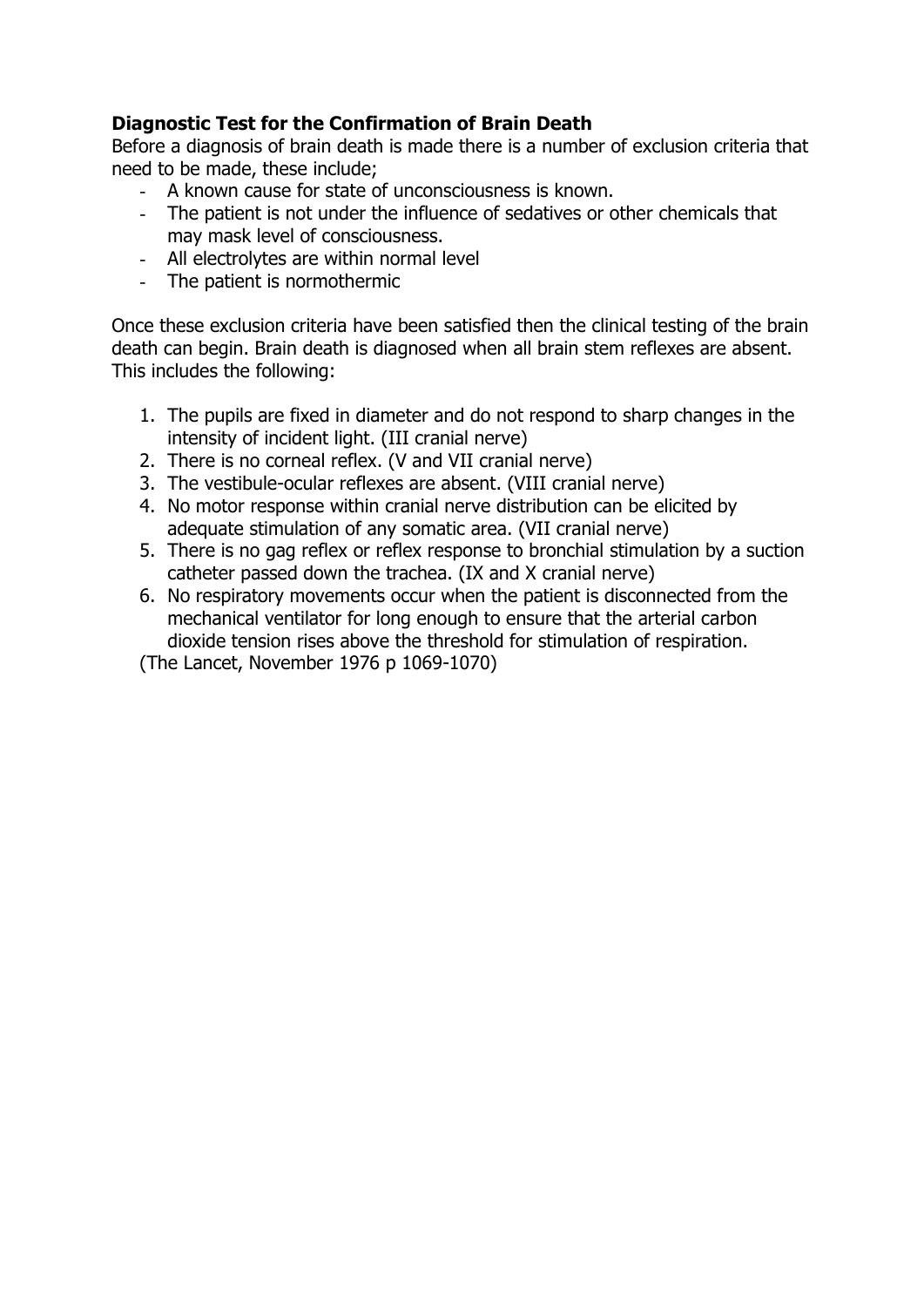**Diagnostic Test for the Confirmation of Brain Death**

Before a diagnosis of brain death is made there is a number of exclusion criteria that need to be made, these include;

- A known cause for state of unconsciousness is known.
- The patient is not under the influence of sedatives or other chemicals that may mask level of consciousness.
- All electrolytes are within normal level
- The patient is normothermic

Once these exclusion criteria have been satisfied then the clinical testing of the brain death can begin. Brain death is diagnosed when all brain stem reflexes are absent. This includes the following:

1. The pupils are fixed in diameter and do not respond to sharp changes in the intensity of incident light. (III cranial nerve)
2. There is no corneal reflex. (V and VII cranial nerve)
3. The vestibule-ocular reflexes are absent. (VIII cranial nerve)
4. No motor response within cranial nerve distribution can be elicited by adequate stimulation of any somatic area. (VII cranial nerve)
5. There is no gag reflex or reflex response to bronchial stimulation by a suction catheter passed down the trachea. (IX and X cranial nerve)
6. No respiratory movements occur when the patient is disconnected from the mechanical ventilator for long enough to ensure that the arterial carbon dioxide tension rises above the threshold for stimulation of respiration.

(The Lancet, November 1976 p 1069-1070)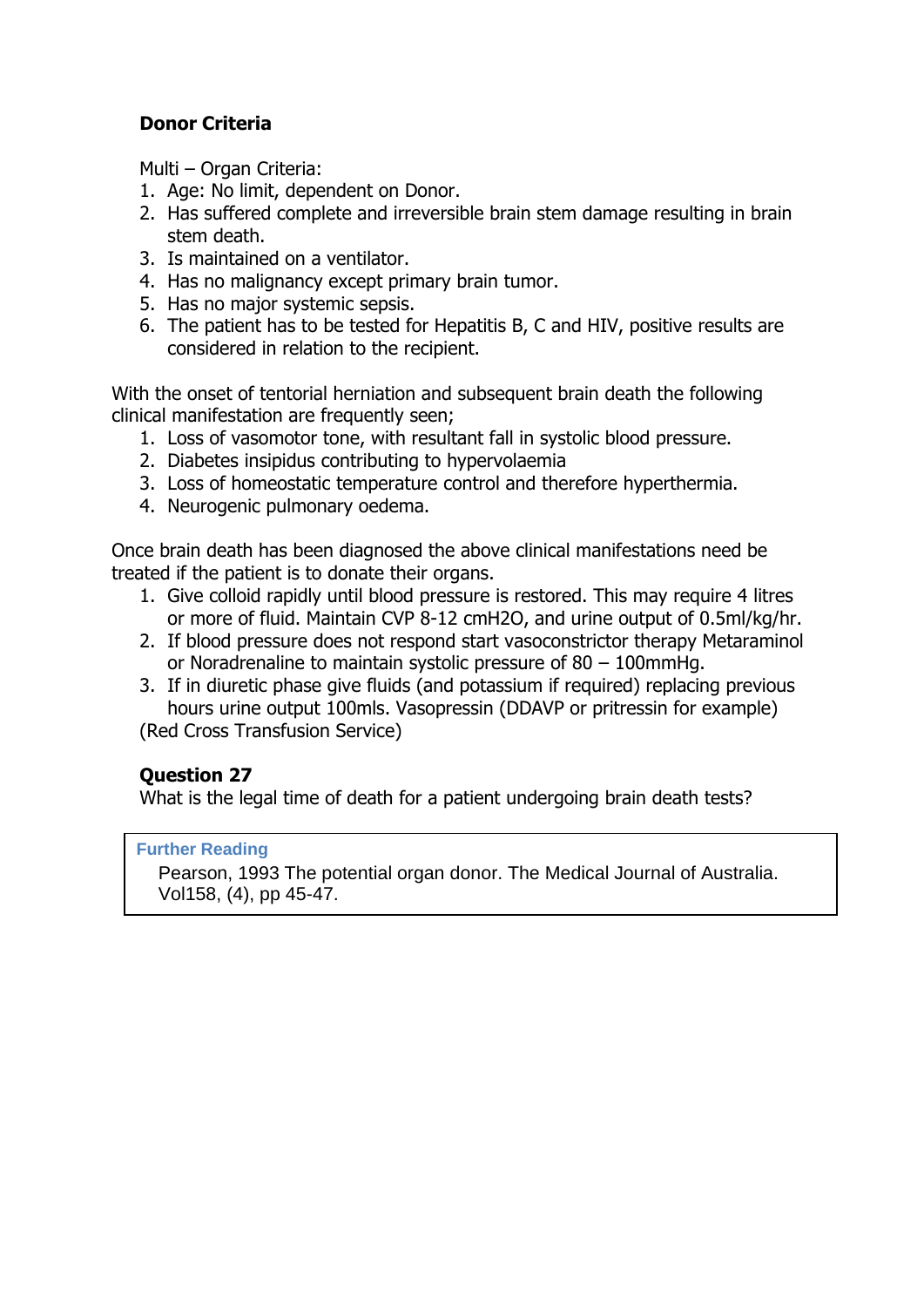### Donor Criteria

Multi – Organ Criteria:

1. Age: No limit, dependent on Donor.
2. Has suffered complete and irreversible brain stem damage resulting in brain stem death.
3. Is maintained on a ventilator.
4. Has no malignancy except primary brain tumor.
5. Has no major systemic sepsis.
6. The patient has to be tested for Hepatitis B, C and HIV, positive results are considered in relation to the recipient.

With the onset of tentorial herniation and subsequent brain death the following clinical manifestation are frequently seen;

1. Loss of vasomotor tone, with resultant fall in systolic blood pressure.
2. Diabetes insipidus contributing to hypervolaemia
3. Loss of homeostatic temperature control and therefore hyperthermia.
4. Neurogenic pulmonary oedema.

Once brain death has been diagnosed the above clinical manifestations need be treated if the patient is to donate their organs.

1. Give colloid rapidly until blood pressure is restored. This may require 4 litres or more of fluid. Maintain CVP 8-12 cmH2O, and urine output of 0.5ml/kg/hr.
2. If blood pressure does not respond start vasoconstrictor therapy Metaraminol or Noradrenaline to maintain systolic pressure of 80 – 100mmHg.
3. If in diuretic phase give fluids (and potassium if required) replacing previous hours urine output 100mls. Vasopressin (DDAVP or pritressin for example)

(Red Cross Transfusion Service)

### Question 27

What is the legal time of death for a patient undergoing brain death tests?

**Further Reading**

Pearson, 1993 The potential organ donor. The Medical Journal of Australia. Vol158, (4), pp 45-47.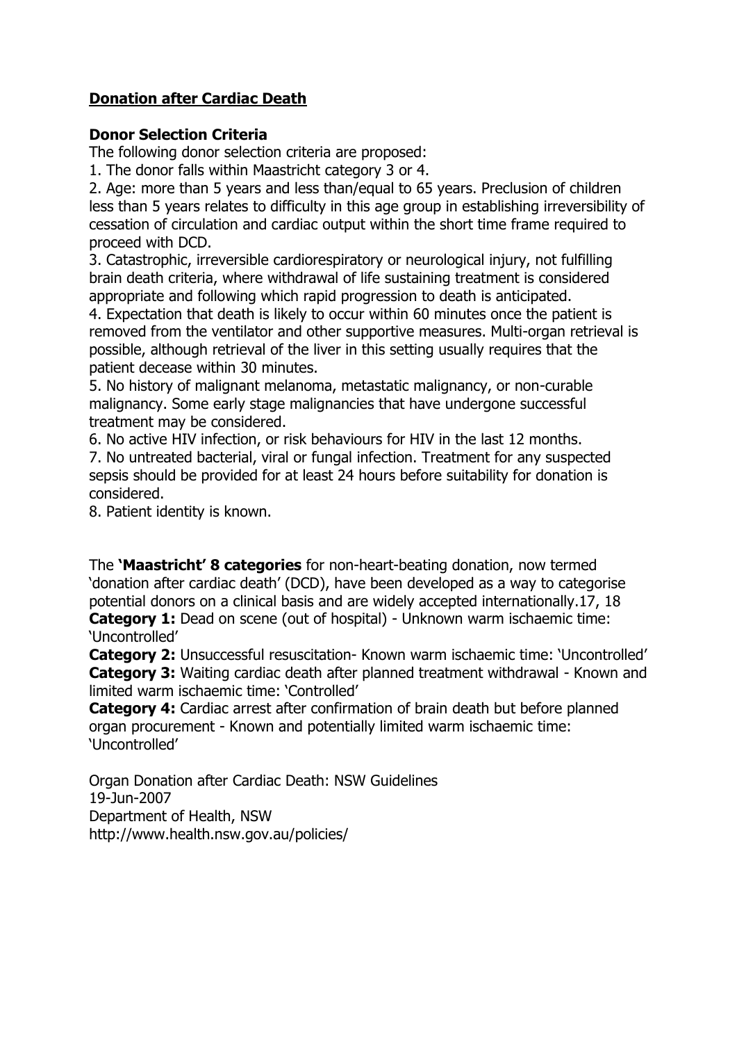## Donation after Cardiac Death

### Donor Selection Criteria

The following donor selection criteria are proposed:

1. The donor falls within Maastricht category 3 or 4.
2. Age: more than 5 years and less than/equal to 65 years. Preclusion of children less than 5 years relates to difficulty in this age group in establishing irreversibility of cessation of circulation and cardiac output within the short time frame required to proceed with DCD.
3. Catastrophic, irreversible cardiorespiratory or neurological injury, not fulfilling brain death criteria, where withdrawal of life sustaining treatment is considered appropriate and following which rapid progression to death is anticipated.
4. Expectation that death is likely to occur within 60 minutes once the patient is removed from the ventilator and other supportive measures. Multi-organ retrieval is possible, although retrieval of the liver in this setting usually requires that the patient decease within 30 minutes.
5. No history of malignant melanoma, metastatic malignancy, or non-curable malignancy. Some early stage malignancies that have undergone successful treatment may be considered.
6. No active HIV infection, or risk behaviours for HIV in the last 12 months.
7. No untreated bacterial, viral or fungal infection. Treatment for any suspected sepsis should be provided for at least 24 hours before suitability for donation is considered.
8. Patient identity is known.

The **'Maastricht' 8 categories** for non-heart-beating donation, now termed 'donation after cardiac death' (DCD), have been developed as a way to categorise potential donors on a clinical basis and are widely accepted internationally.17, 18

**Category 1:** Dead on scene (out of hospital) - Unknown warm ischaemic time: 'Uncontrolled'

**Category 2:** Unsuccessful resuscitation- Known warm ischaemic time: 'Uncontrolled'

**Category 3:** Waiting cardiac death after planned treatment withdrawal - Known and limited warm ischaemic time: 'Controlled'

**Category 4:** Cardiac arrest after confirmation of brain death but before planned organ procurement - Known and potentially limited warm ischaemic time: 'Uncontrolled'

Organ Donation after Cardiac Death: NSW Guidelines
19-Jun-2007
Department of Health, NSW
http://www.health.nsw.gov.au/policies/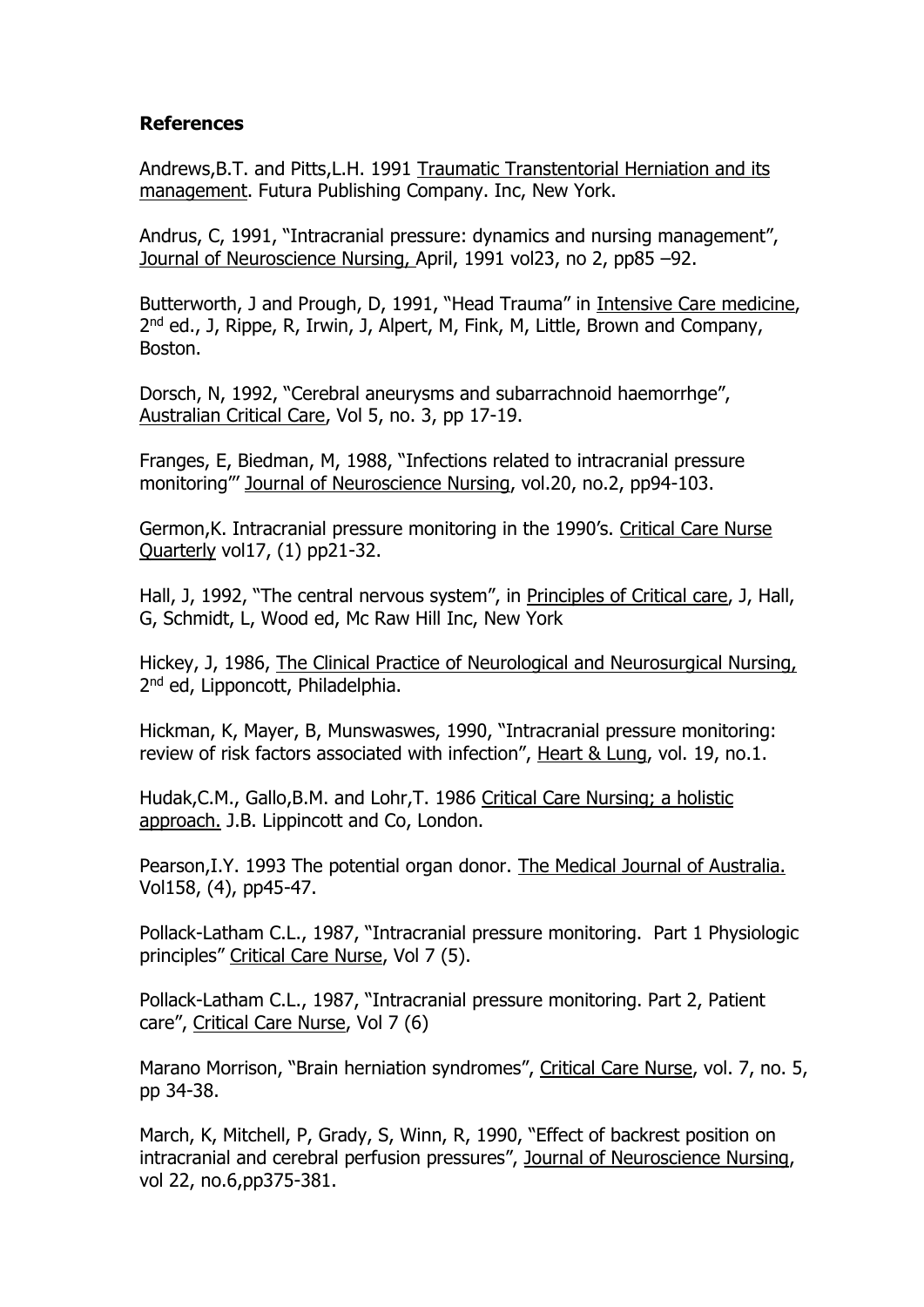**References**

Andrews,B.T. and Pitts,L.H. 1991 Traumatic Transtentorial Herniation and its management. Futura Publishing Company. Inc, New York.

Andrus, C, 1991, "Intracranial pressure: dynamics and nursing management", Journal of Neuroscience Nursing, April, 1991 vol23, no 2, pp85 –92.

Butterworth, J and Prough, D, 1991, "Head Trauma" in Intensive Care medicine, 2nd ed., J, Rippe, R, Irwin, J, Alpert, M, Fink, M, Little, Brown and Company, Boston.

Dorsch, N, 1992, "Cerebral aneurysms and subarrachnoid haemorrhge", Australian Critical Care, Vol 5, no. 3, pp 17-19.

Franges, E, Biedman, M, 1988, "Infections related to intracranial pressure monitoring"' Journal of Neuroscience Nursing, vol.20, no.2, pp94-103.

Germon,K. Intracranial pressure monitoring in the 1990's. Critical Care Nurse Quarterly vol17, (1) pp21-32.

Hall, J, 1992, "The central nervous system", in Principles of Critical care, J, Hall, G, Schmidt, L, Wood ed, Mc Raw Hill Inc, New York

Hickey, J, 1986, The Clinical Practice of Neurological and Neurosurgical Nursing, 2nd ed, Lipponcott, Philadelphia.

Hickman, K, Mayer, B, Munswaswes, 1990, "Intracranial pressure monitoring: review of risk factors associated with infection", Heart & Lung, vol. 19, no.1.

Hudak,C.M., Gallo,B.M. and Lohr,T. 1986 Critical Care Nursing; a holistic approach. J.B. Lippincott and Co, London.

Pearson,I.Y. 1993 The potential organ donor. The Medical Journal of Australia. Vol158, (4), pp45-47.

Pollack-Latham C.L., 1987, "Intracranial pressure monitoring. Part 1 Physiologic principles" Critical Care Nurse, Vol 7 (5).

Pollack-Latham C.L., 1987, "Intracranial pressure monitoring. Part 2, Patient care", Critical Care Nurse, Vol 7 (6)

Marano Morrison, "Brain herniation syndromes", Critical Care Nurse, vol. 7, no. 5, pp 34-38.

March, K, Mitchell, P, Grady, S, Winn, R, 1990, "Effect of backrest position on intracranial and cerebral perfusion pressures", Journal of Neuroscience Nursing, vol 22, no.6,pp375-381.